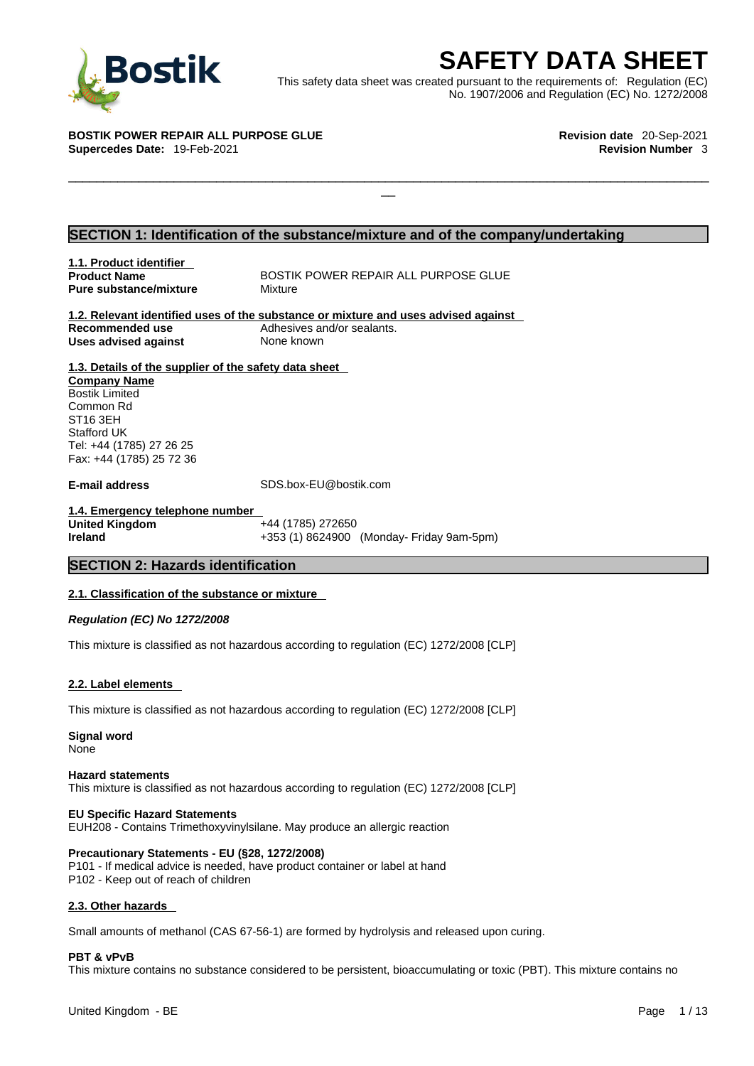# SAFETY DATA SHEET

This safety data sheet was created pursuant to the requirements of: Regulation (EC) No. 1907/2006 and Regulation (EC) No. 1272/2008

**BOSTIK POWER REPAIR ALL PURPOSE GLUE**
**Supercedes Date:** 19-Feb-2021

**Revision date** 20-Sep-2021
**Revision Number** 3

## SECTION 1: Identification of the substance/mixture and of the company/undertaking

### 1.1. Product identifier

**Product Name** BOSTIK POWER REPAIR ALL PURPOSE GLUE
**Pure substance/mixture** Mixture

### 1.2. Relevant identified uses of the substance or mixture and uses advised against

**Recommended use** Adhesives and/or sealants.
**Uses advised against** None known

### 1.3. Details of the supplier of the safety data sheet

**Company Name**
Bostik Limited
Common Rd
ST16 3EH
Stafford UK
Tel: +44 (1785) 27 26 25
Fax: +44 (1785) 25 72 36

**E-mail address** SDS.box-EU@bostik.com

### 1.4. Emergency telephone number

**United Kingdom** +44 (1785) 272650
**Ireland** +353 (1) 8624900 (Monday- Friday 9am-5pm)

## SECTION 2: Hazards identification

### 2.1. Classification of the substance or mixture

***Regulation (EC) No 1272/2008***

This mixture is classified as not hazardous according to regulation (EC) 1272/2008 [CLP]

### 2.2. Label elements

This mixture is classified as not hazardous according to regulation (EC) 1272/2008 [CLP]

**Signal word**
None

**Hazard statements**
This mixture is classified as not hazardous according to regulation (EC) 1272/2008 [CLP]

**EU Specific Hazard Statements**
EUH208 - Contains Trimethoxyvinylsilane. May produce an allergic reaction

**Precautionary Statements - EU (§28, 1272/2008)**
P101 - If medical advice is needed, have product container or label at hand
P102 - Keep out of reach of children

### 2.3. Other hazards

Small amounts of methanol (CAS 67-56-1) are formed by hydrolysis and released upon curing.

**PBT & vPvB**
This mixture contains no substance considered to be persistent, bioaccumulating or toxic (PBT). This mixture contains no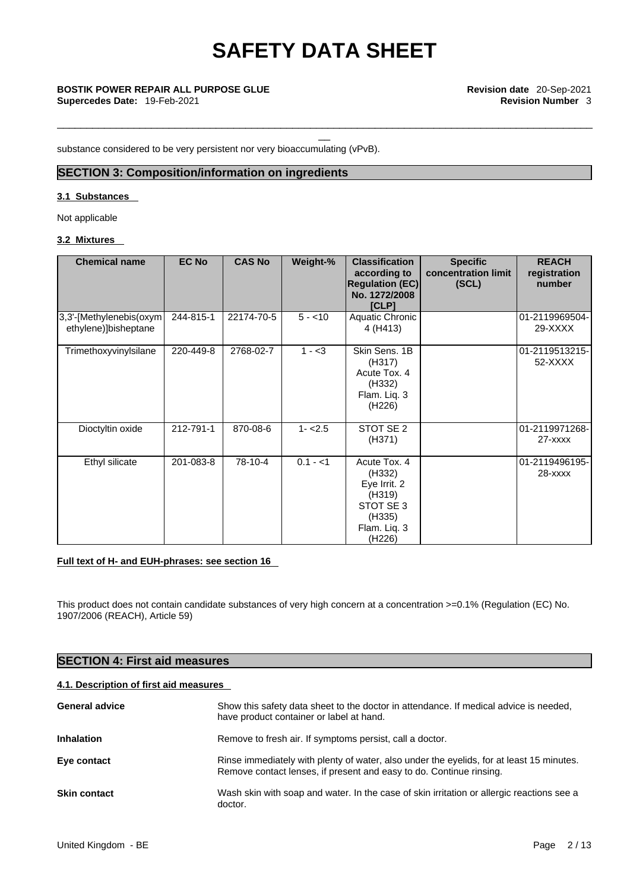substance considered to be very persistent nor very bioaccumulating (vPvB).

## SECTION 3: Composition/information on ingredients

### 3.1 Substances

Not applicable

### 3.2 Mixtures

| Chemical name | EC No | CAS No | Weight-% | Classification according to Regulation (EC) No. 1272/2008 [CLP] | Specific concentration limit (SCL) | REACH registration number |
|---|---|---|---|---|---|---|
| 3,3'-[Methylenebis(oxymethylene)]bisheptane | 244-815-1 | 22174-70-5 | 5 - <10 | Aquatic Chronic 4 (H413) | | 01-2119969504-29-XXXX |
| Trimethoxyvinylsilane | 220-449-8 | 2768-02-7 | 1 - <3 | Skin Sens. 1B (H317) Acute Tox. 4 (H332) Flam. Liq. 3 (H226) | | 01-2119513215-52-XXXX |
| Dioctyltin oxide | 212-791-1 | 870-08-6 | 1- <2.5 | STOT SE 2 (H371) | | 01-2119971268-27-xxxx |
| Ethyl silicate | 201-083-8 | 78-10-4 | 0.1 - <1 | Acute Tox. 4 (H332) Eye Irrit. 2 (H319) STOT SE 3 (H335) Flam. Liq. 3 (H226) | | 01-2119496195-28-xxxx |

**Full text of H- and EUH-phrases: see section 16**

This product does not contain candidate substances of very high concern at a concentration >=0.1% (Regulation (EC) No. 1907/2006 (REACH), Article 59)

## SECTION 4: First aid measures

### 4.1. Description of first aid measures

**General advice** Show this safety data sheet to the doctor in attendance. If medical advice is needed, have product container or label at hand.

**Inhalation** Remove to fresh air. If symptoms persist, call a doctor.

**Eye contact** Rinse immediately with plenty of water, also under the eyelids, for at least 15 minutes. Remove contact lenses, if present and easy to do. Continue rinsing.

**Skin contact** Wash skin with soap and water. In the case of skin irritation or allergic reactions see a doctor.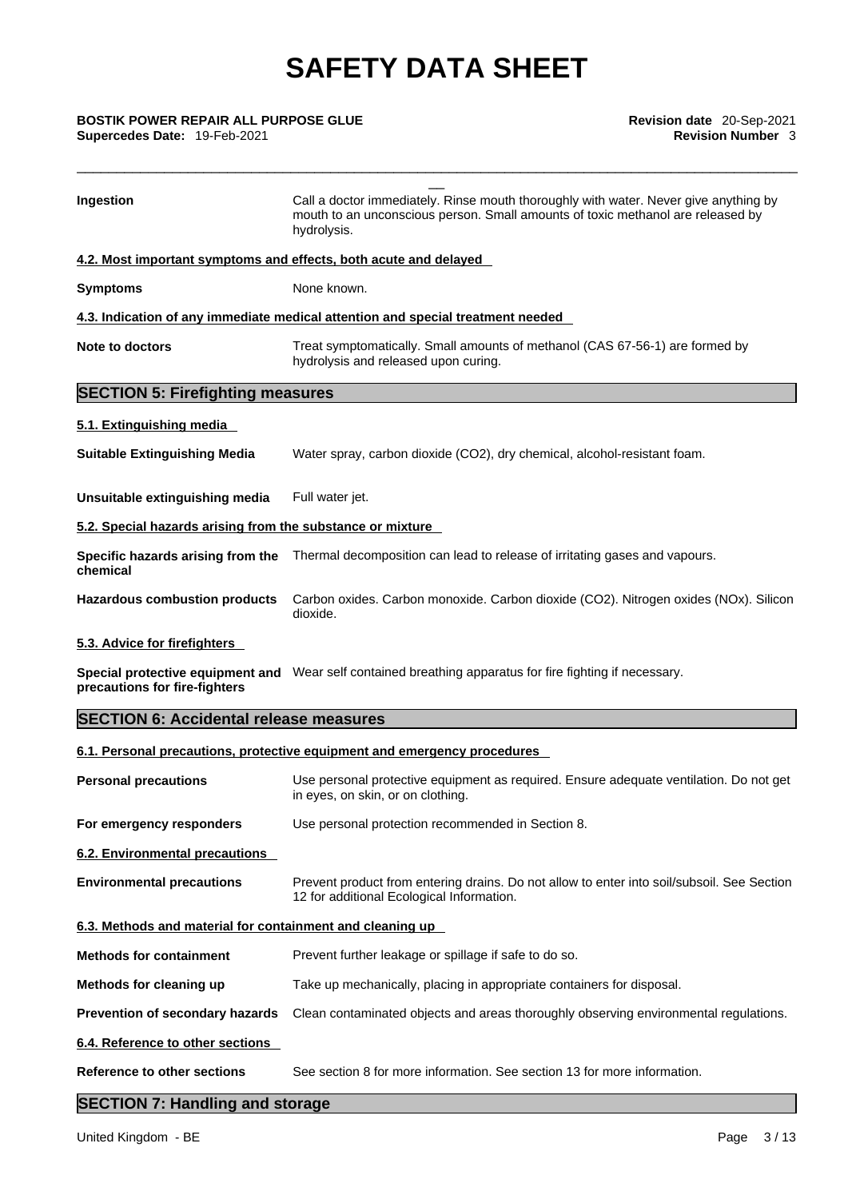| | |
|---|---|
| **Ingestion** | Call a doctor immediately. Rinse mouth thoroughly with water. Never give anything by mouth to an unconscious person. Small amounts of toxic methanol are released by hydrolysis. |

**4.2. Most important symptoms and effects, both acute and delayed**

| | |
|---|---|
| **Symptoms** | None known. |

**4.3. Indication of any immediate medical attention and special treatment needed**

| | |
|---|---|
| **Note to doctors** | Treat symptomatically. Small amounts of methanol (CAS 67-56-1) are formed by hydrolysis and released upon curing. |

## SECTION 5: Firefighting measures

**5.1. Extinguishing media**

| | |
|---|---|
| **Suitable Extinguishing Media** | Water spray, carbon dioxide ($CO_2$), dry chemical, alcohol-resistant foam. |
| **Unsuitable extinguishing media** | Full water jet. |

**5.2. Special hazards arising from the substance or mixture**

| | |
|---|---|
| **Specific hazards arising from the chemical** | Thermal decomposition can lead to release of irritating gases and vapours. |
| **Hazardous combustion products** | Carbon oxides. Carbon monoxide. Carbon dioxide ($CO_2$). Nitrogen oxides ($NO_x$). Silicon dioxide. |

**5.3. Advice for firefighters**

| | |
|---|---|
| **Special protective equipment and precautions for fire-fighters** | Wear self contained breathing apparatus for fire fighting if necessary. |

## SECTION 6: Accidental release measures

**6.1. Personal precautions, protective equipment and emergency procedures**

| | |
|---|---|
| **Personal precautions** | Use personal protective equipment as required. Ensure adequate ventilation. Do not get in eyes, on skin, or on clothing. |
| **For emergency responders** | Use personal protection recommended in Section 8. |

**6.2. Environmental precautions**

| | |
|---|---|
| **Environmental precautions** | Prevent product from entering drains. Do not allow to enter into soil/subsoil. See Section 12 for additional Ecological Information. |

**6.3. Methods and material for containment and cleaning up**

| | |
|---|---|
| **Methods for containment** | Prevent further leakage or spillage if safe to do so. |
| **Methods for cleaning up** | Take up mechanically, placing in appropriate containers for disposal. |
| **Prevention of secondary hazards** | Clean contaminated objects and areas thoroughly observing environmental regulations. |

**6.4. Reference to other sections**

| | |
|---|---|
| **Reference to other sections** | See section 8 for more information. See section 13 for more information. |

## SECTION 7: Handling and storage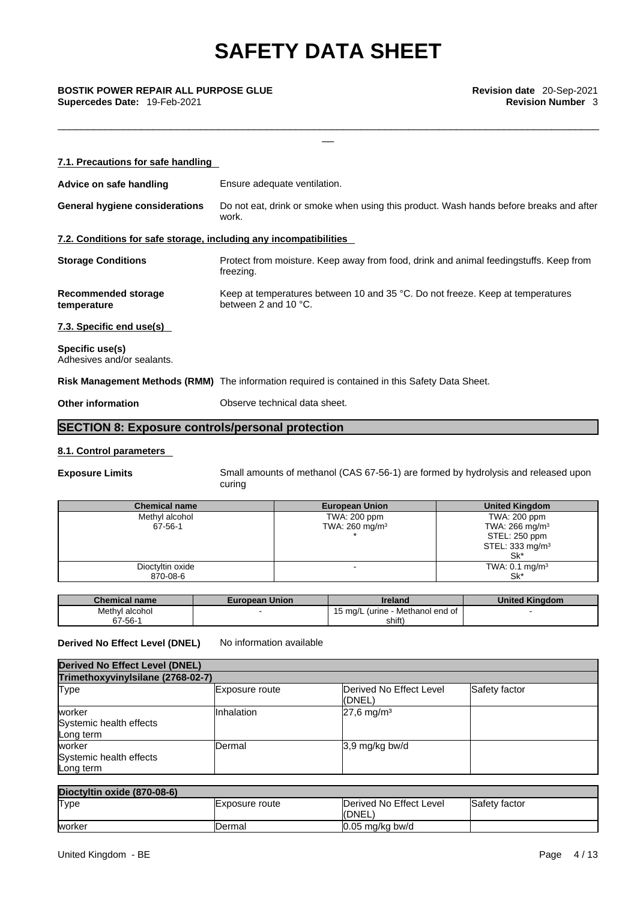### 7.1. Precautions for safe handling

**Advice on safe handling** Ensure adequate ventilation.

**General hygiene considerations** Do not eat, drink or smoke when using this product. Wash hands before breaks and after work.

### 7.2. Conditions for safe storage, including any incompatibilities

**Storage Conditions** Protect from moisture. Keep away from food, drink and animal feedingstuffs. Keep from freezing.

**Recommended storage temperature** Keep at temperatures between 10 and 35 °C. Do not freeze. Keep at temperatures between 2 and 10 °C.

### 7.3. Specific end use(s)

**Specific use(s)**
Adhesives and/or sealants.

**Risk Management Methods (RMM)** The information required is contained in this Safety Data Sheet.

**Other information** Observe technical data sheet.

## SECTION 8: Exposure controls/personal protection

### 8.1. Control parameters

**Exposure Limits** Small amounts of methanol (CAS 67-56-1) are formed by hydrolysis and released upon curing

| Chemical name | European Union | United Kingdom |
|---|---|---|
| Methyl alcohol<br>67-56-1 | TWA: 200 ppm<br>TWA: 260 mg/m³<br>* | TWA: 200 ppm<br>TWA: 266 mg/m³<br>STEL: 250 ppm<br>STEL: 333 mg/m³<br>Sk* |
| Dioctyltin oxide<br>870-08-6 | - | TWA: 0.1 mg/m³<br>Sk* |

| Chemical name | European Union | Ireland | United Kingdom |
|---|---|---|---|
| Methyl alcohol<br>67-56-1 | - | 15 mg/L (urine - Methanol end of shift) | - |

**Derived No Effect Level (DNEL)** No information available

| Derived No Effect Level (DNEL) | | | |
|---|---|---|---|
| **Trimethoxyvinylsilane (2768-02-7)** | | | |
| Type | Exposure route | Derived No Effect Level (DNEL) | Safety factor |
| worker<br>Systemic health effects<br>Long term | Inhalation | 27,6 mg/m³ | |
| worker<br>Systemic health effects<br>Long term | Dermal | 3,9 mg/kg bw/d | |

| Dioctyltin oxide (870-08-6) | | | |
|---|---|---|---|
| Type | Exposure route | Derived No Effect Level (DNEL) | Safety factor |
| worker | Dermal | 0.05 mg/kg bw/d | |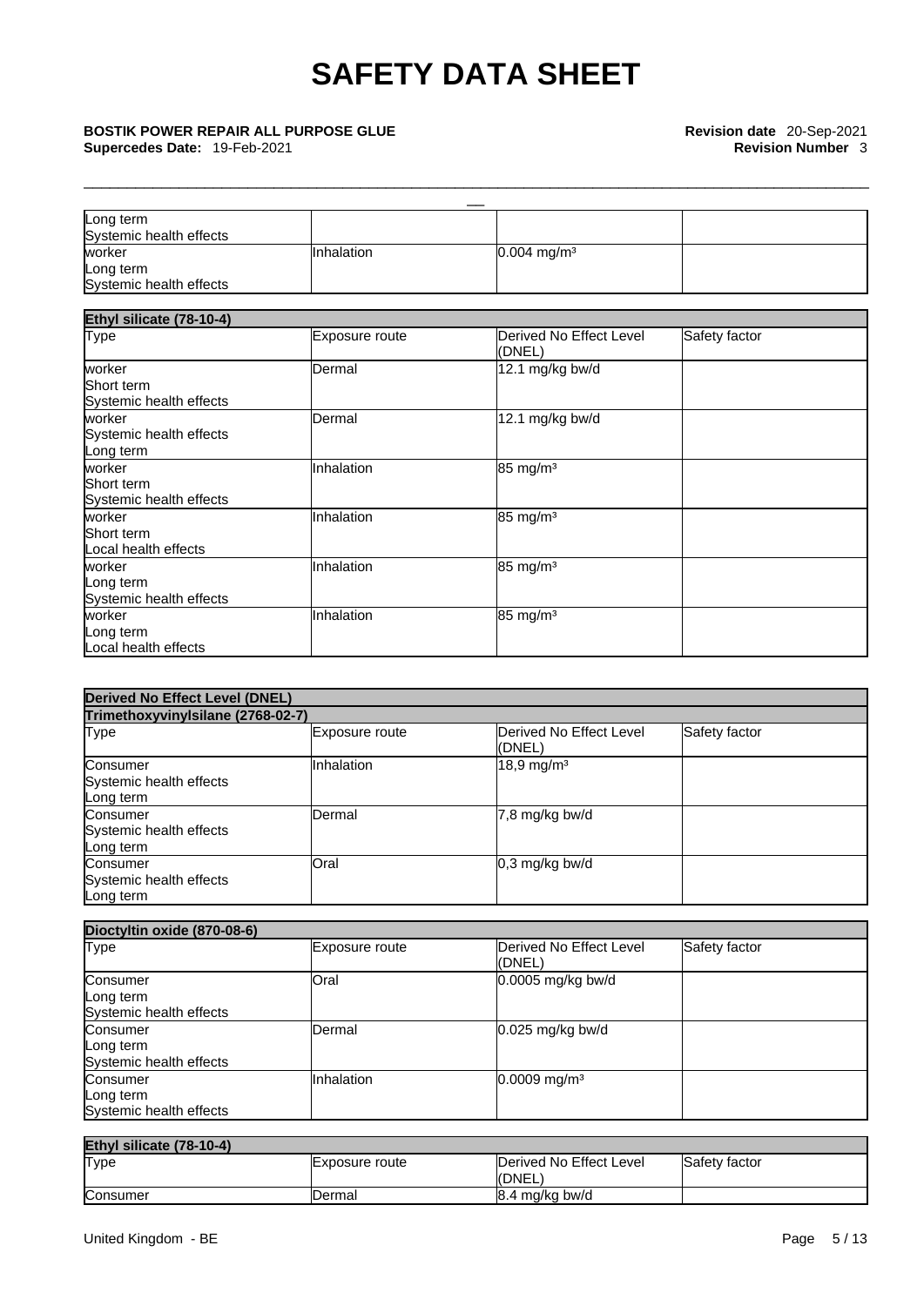| | | | |
|---|---|---|---|
| Long term<br>Systemic health effects | | | |
| worker<br>Long term<br>Systemic health effects | Inhalation | 0.004 mg/m³ | |

| Ethyl silicate (78-10-4) | | | |
|---|---|---|---|
| Type | Exposure route | Derived No Effect Level (DNEL) | Safety factor |
| worker<br>Short term<br>Systemic health effects | Dermal | 12.1 mg/kg bw/d | |
| worker<br>Systemic health effects<br>Long term | Dermal | 12.1 mg/kg bw/d | |
| worker<br>Short term<br>Systemic health effects | Inhalation | 85 mg/m³ | |
| worker<br>Short term<br>Local health effects | Inhalation | 85 mg/m³ | |
| worker<br>Long term<br>Systemic health effects | Inhalation | 85 mg/m³ | |
| worker<br>Long term<br>Local health effects | Inhalation | 85 mg/m³ | |

| Derived No Effect Level (DNEL) | | | |
|---|---|---|---|
| Trimethoxyvinylsilane (2768-02-7) | | | |
| Type | Exposure route | Derived No Effect Level (DNEL) | Safety factor |
| Consumer<br>Systemic health effects<br>Long term | Inhalation | 18,9 mg/m³ | |
| Consumer<br>Systemic health effects<br>Long term | Dermal | 7,8 mg/kg bw/d | |
| Consumer<br>Systemic health effects<br>Long term | Oral | 0,3 mg/kg bw/d | |

| Dioctyltin oxide (870-08-6) | | | |
|---|---|---|---|
| Type | Exposure route | Derived No Effect Level (DNEL) | Safety factor |
| Consumer<br>Long term<br>Systemic health effects | Oral | 0.0005 mg/kg bw/d | |
| Consumer<br>Long term<br>Systemic health effects | Dermal | 0.025 mg/kg bw/d | |
| Consumer<br>Long term<br>Systemic health effects | Inhalation | 0.0009 mg/m³ | |

| Ethyl silicate (78-10-4) | | | |
|---|---|---|---|
| Type | Exposure route | Derived No Effect Level (DNEL) | Safety factor |
| Consumer | Dermal | 8.4 mg/kg bw/d | |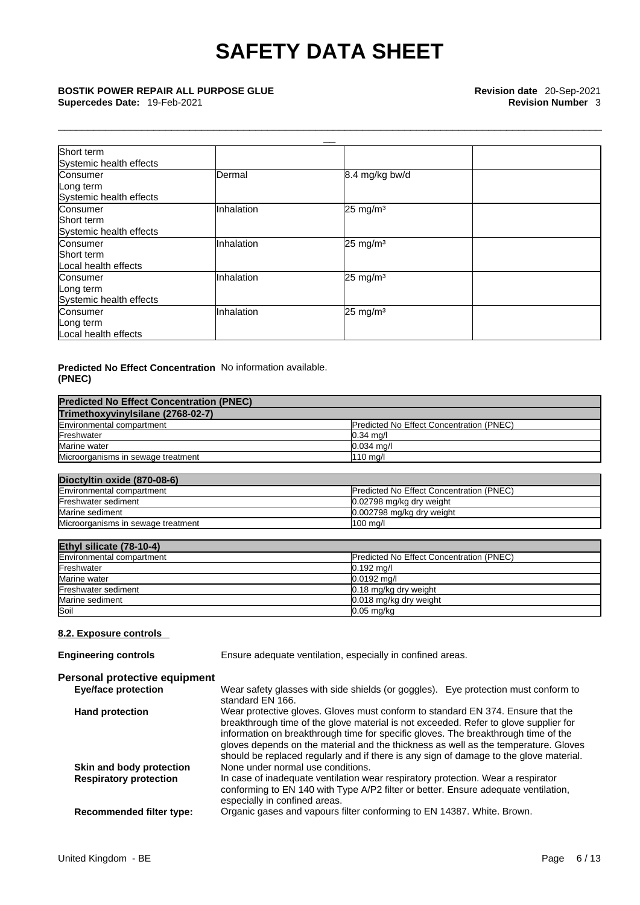| | | | |
|---|---|---|---|
| Short term<br>Systemic health effects | | | |
| Consumer<br>Long term<br>Systemic health effects | Dermal | 8.4 mg/kg bw/d | |
| Consumer<br>Short term<br>Systemic health effects | Inhalation | 25 mg/m³ | |
| Consumer<br>Short term<br>Local health effects | Inhalation | 25 mg/m³ | |
| Consumer<br>Long term<br>Systemic health effects | Inhalation | 25 mg/m³ | |
| Consumer<br>Long term<br>Local health effects | Inhalation | 25 mg/m³ | |

**Predicted No Effect Concentration (PNEC)** No information available.

| **Predicted No Effect Concentration (PNEC)** | |
|---|---|
| **Trimethoxyvinylsilane (2768-02-7)** | |
| Environmental compartment | Predicted No Effect Concentration (PNEC) |
| Freshwater | 0.34 mg/l |
| Marine water | 0.034 mg/l |
| Microorganisms in sewage treatment | 110 mg/l |

| **Dioctyltin oxide (870-08-6)** | |
|---|---|
| Environmental compartment | Predicted No Effect Concentration (PNEC) |
| Freshwater sediment | 0.02798 mg/kg dry weight |
| Marine sediment | 0.002798 mg/kg dry weight |
| Microorganisms in sewage treatment | 100 mg/l |

| **Ethyl silicate (78-10-4)** | |
|---|---|
| Environmental compartment | Predicted No Effect Concentration (PNEC) |
| Freshwater | 0.192 mg/l |
| Marine water | 0.0192 mg/l |
| Freshwater sediment | 0.18 mg/kg dry weight |
| Marine sediment | 0.018 mg/kg dry weight |
| Soil | 0.05 mg/kg |

### 8.2. Exposure controls

**Engineering controls** Ensure adequate ventilation, especially in confined areas.

**Personal protective equipment**

**Eye/face protection** Wear safety glasses with side shields (or goggles). Eye protection must conform to standard EN 166.

**Hand protection** Wear protective gloves. Gloves must conform to standard EN 374. Ensure that the breakthrough time of the glove material is not exceeded. Refer to glove supplier for information on breakthrough time for specific gloves. The breakthrough time of the gloves depends on the material and the thickness as well as the temperature. Gloves should be replaced regularly and if there is any sign of damage to the glove material.

**Skin and body protection** None under normal use conditions.

**Respiratory protection** In case of inadequate ventilation wear respiratory protection. Wear a respirator conforming to EN 140 with Type A/P2 filter or better. Ensure adequate ventilation, especially in confined areas.

**Recommended filter type:** Organic gases and vapours filter conforming to EN 14387. White. Brown.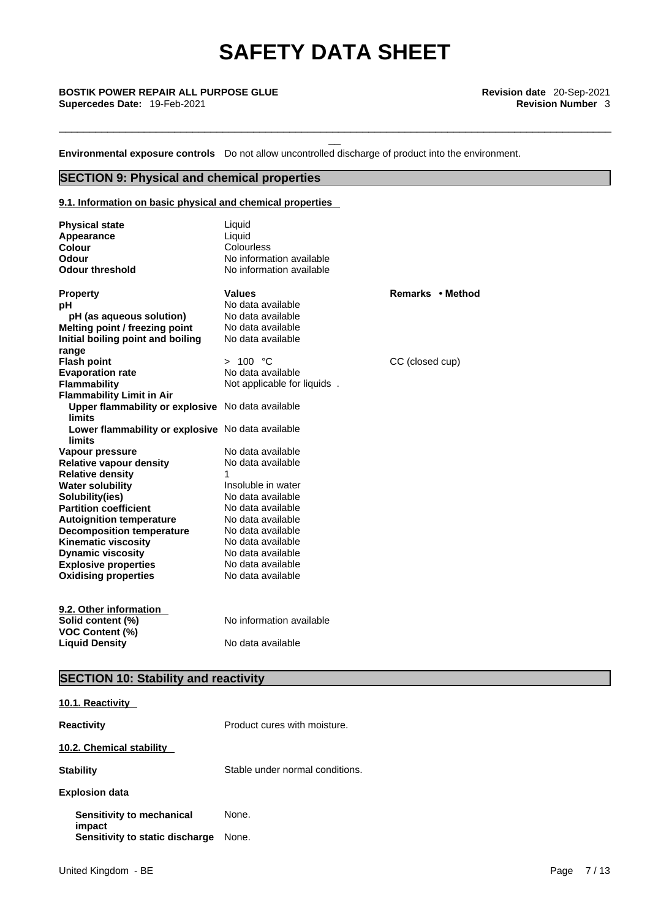**Environmental exposure controls** Do not allow uncontrolled discharge of product into the environment.

## SECTION 9: Physical and chemical properties

### 9.1. Information on basic physical and chemical properties

| | | |
|---|---|---|
| **Physical state** | Liquid | |
| **Appearance** | Liquid | |
| **Colour** | Colourless | |
| **Odour** | No information available | |
| **Odour threshold** | No information available | |
| **Property** | **Values** | **Remarks • Method** |
| **pH** | No data available | |
| **pH (as aqueous solution)** | No data available | |
| **Melting point / freezing point** | No data available | |
| **Initial boiling point and boiling range** | No data available | |
| **Flash point** | > 100 °C | CC (closed cup) |
| **Evaporation rate** | No data available | |
| **Flammability** | Not applicable for liquids . | |
| **Flammability Limit in Air** | | |
| **Upper flammability or explosive limits** | No data available | |
| **Lower flammability or explosive limits** | No data available | |
| **Vapour pressure** | No data available | |
| **Relative vapour density** | No data available | |
| **Relative density** | 1 | |
| **Water solubility** | Insoluble in water | |
| **Solubility(ies)** | No data available | |
| **Partition coefficient** | No data available | |
| **Autoignition temperature** | No data available | |
| **Decomposition temperature** | No data available | |
| **Kinematic viscosity** | No data available | |
| **Dynamic viscosity** | No data available | |
| **Explosive properties** | No data available | |
| **Oxidising properties** | No data available | |

### 9.2. Other information

| | |
|---|---|
| **Solid content (%)** | No information available |
| **VOC Content (%)** | |
| **Liquid Density** | No data available |

## SECTION 10: Stability and reactivity

### 10.1. Reactivity

**Reactivity** Product cures with moisture.

### 10.2. Chemical stability

**Stability** Stable under normal conditions.

**Explosion data**

**Sensitivity to mechanical impact** None.

**Sensitivity to static discharge** None.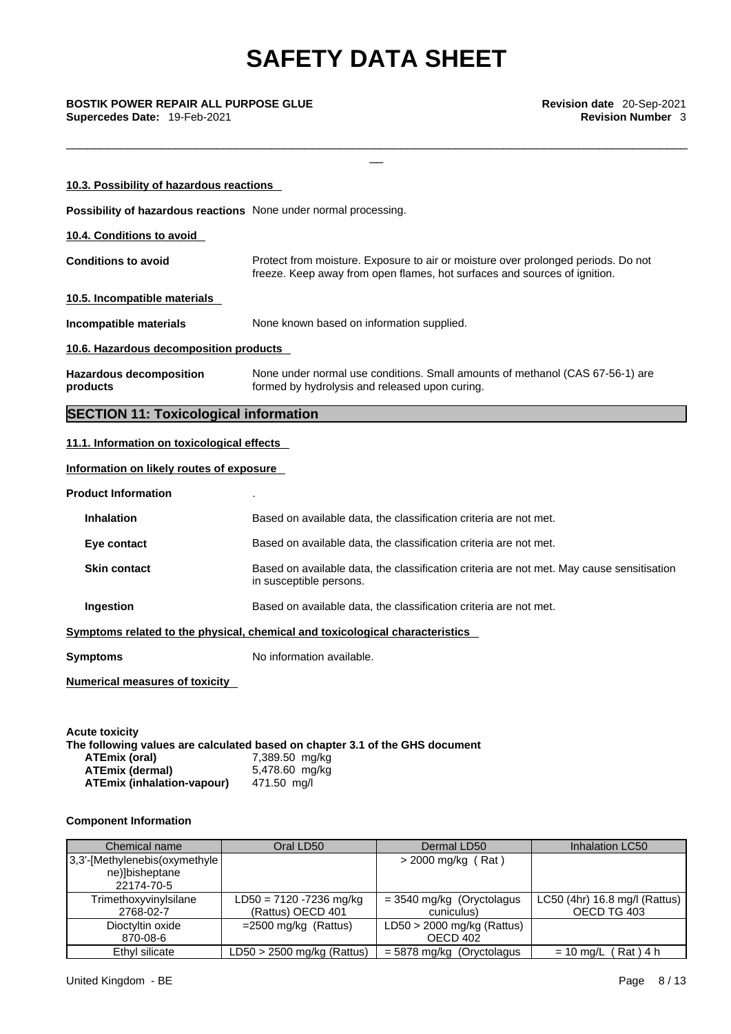#### 10.3. Possibility of hazardous reactions

**Possibility of hazardous reactions** None under normal processing.

#### 10.4. Conditions to avoid

**Conditions to avoid** Protect from moisture. Exposure to air or moisture over prolonged periods. Do not freeze. Keep away from open flames, hot surfaces and sources of ignition.

#### 10.5. Incompatible materials

**Incompatible materials** None known based on information supplied.

#### 10.6. Hazardous decomposition products

**Hazardous decomposition products** None under normal use conditions. Small amounts of methanol (CAS 67-56-1) are formed by hydrolysis and released upon curing.

## SECTION 11: Toxicological information

#### 11.1. Information on toxicological effects

#### Information on likely routes of exposure

**Product Information** .

**Inhalation** Based on available data, the classification criteria are not met.

**Eye contact** Based on available data, the classification criteria are not met.

**Skin contact** Based on available data, the classification criteria are not met. May cause sensitisation in susceptible persons.

**Ingestion** Based on available data, the classification criteria are not met.

#### Symptoms related to the physical, chemical and toxicological characteristics

**Symptoms** No information available.

#### Numerical measures of toxicity

**Acute toxicity**
**The following values are calculated based on chapter 3.1 of the GHS document**

| | |
|---|---|
| **ATEmix (oral)** | 7,389.50 mg/kg |
| **ATEmix (dermal)** | 5,478.60 mg/kg |
| **ATEmix (inhalation-vapour)** | 471.50 mg/l |

**Component Information**

| Chemical name | Oral LD50 | Dermal LD50 | Inhalation LC50 |
|---|---|---|---|
| 3,3'-[Methylenebis(oxymethylene)]bisheptane 22174-70-5 | | > 2000 mg/kg ( Rat ) | |
| Trimethoxyvinylsilane 2768-02-7 | LD50 = 7120 -7236 mg/kg (Rattus) OECD 401 | = 3540 mg/kg (Oryctolagus cuniculus) | LC50 (4hr) 16.8 mg/l (Rattus) OECD TG 403 |
| Dioctyltin oxide 870-08-6 | =2500 mg/kg (Rattus) | LD50 > 2000 mg/kg (Rattus) OECD 402 | |
| Ethyl silicate | LD50 > 2500 mg/kg (Rattus) | = 5878 mg/kg (Oryctolagus | = 10 mg/L ( Rat ) 4 h |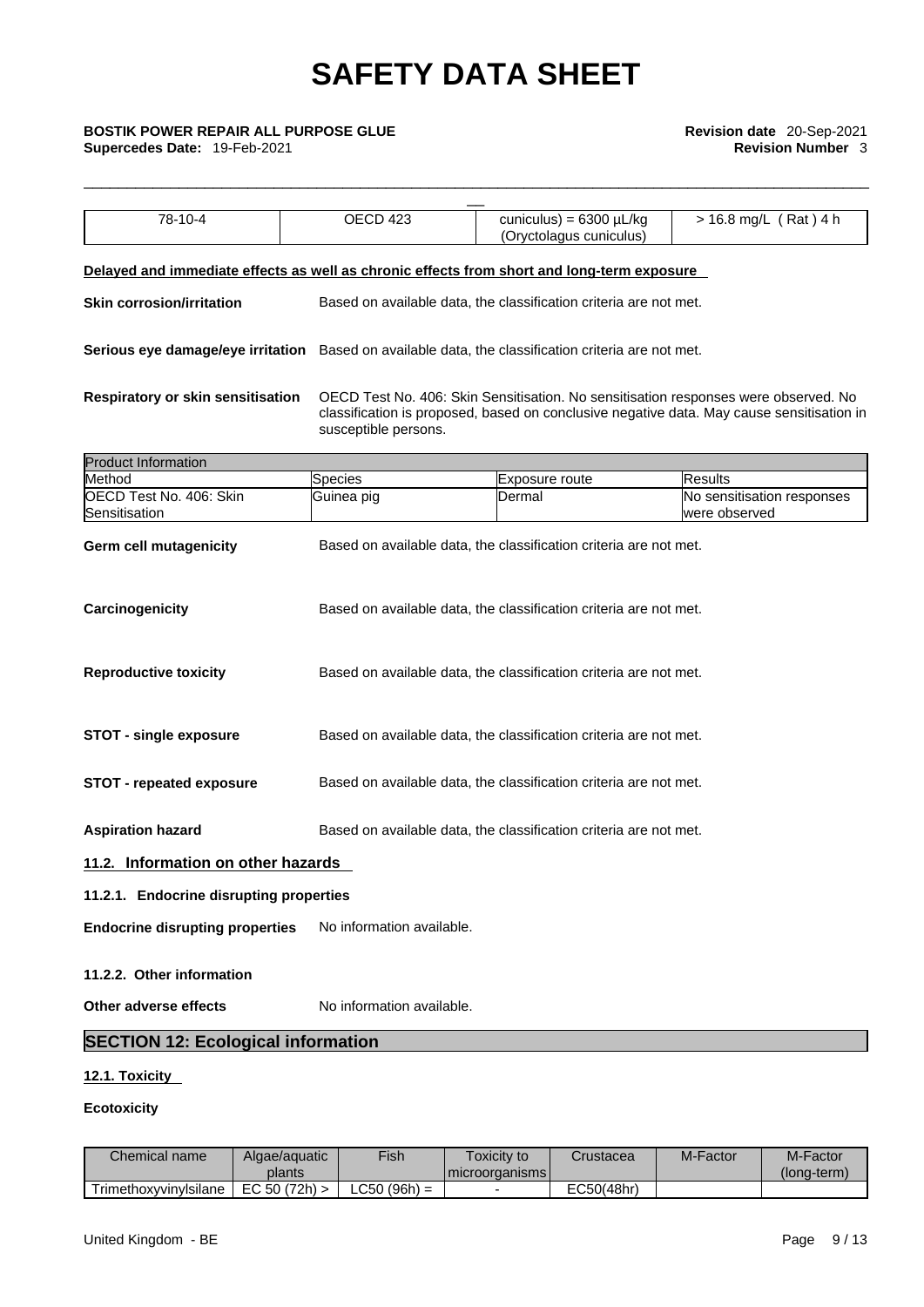| 78-10-4 | OECD 423 | cuniculus) = 6300 µL/kg (Oryctolagus cuniculus) | > 16.8 mg/L ( Rat ) 4 h |
|---|---|---|---|

**Delayed and immediate effects as well as chronic effects from short and long-term exposure**

**Skin corrosion/irritation** Based on available data, the classification criteria are not met.

**Serious eye damage/eye irritation** Based on available data, the classification criteria are not met.

**Respiratory or skin sensitisation** OECD Test No. 406: Skin Sensitisation. No sensitisation responses were observed. No classification is proposed, based on conclusive negative data. May cause sensitisation in susceptible persons.

| Product Information | | | |
|---|---|---|---|
| Method | Species | Exposure route | Results |
| OECD Test No. 406: Skin Sensitisation | Guinea pig | Dermal | No sensitisation responses were observed |

**Germ cell mutagenicity** Based on available data, the classification criteria are not met.

**Carcinogenicity** Based on available data, the classification criteria are not met.

**Reproductive toxicity** Based on available data, the classification criteria are not met.

**STOT - single exposure** Based on available data, the classification criteria are not met.

**STOT - repeated exposure** Based on available data, the classification criteria are not met.

**Aspiration hazard** Based on available data, the classification criteria are not met.

### 11.2. Information on other hazards

#### 11.2.1. Endocrine disrupting properties

**Endocrine disrupting properties** No information available.

#### 11.2.2. Other information

**Other adverse effects** No information available.

## SECTION 12: Ecological information

### 12.1. Toxicity

**Ecotoxicity**

| Chemical name | Algae/aquatic plants | Fish | Toxicity to microorganisms | Crustacea | M-Factor | M-Factor (long-term) |
|---|---|---|---|---|---|---|
| Trimethoxyvinylsilane | EC 50 (72h) > | LC50 (96h) = | - | EC50(48hr) | | |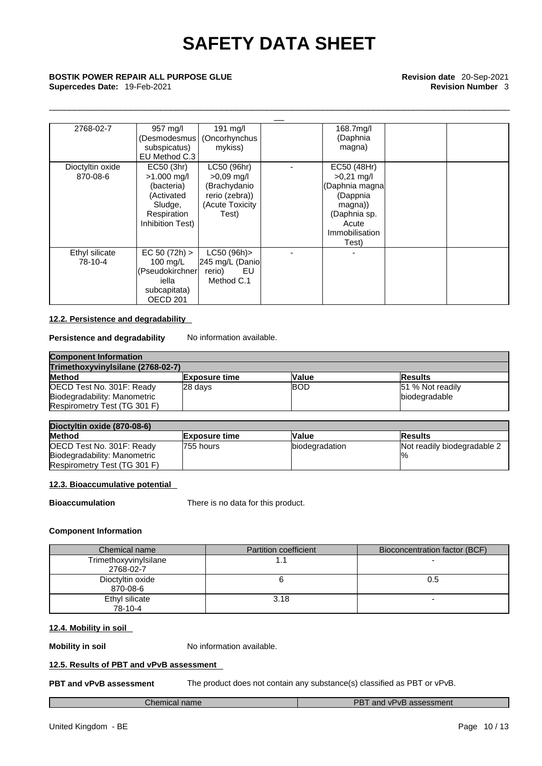| | | | | | | |
|---|---|---|---|---|---|---|
| 2768-02-7 | 957 mg/l (Desmodesmus subspicatus) EU Method C.3 | 191 mg/l (Oncorhynchus mykiss) | | 168.7mg/l (Daphnia magna) | | |
| Dioctyltin oxide 870-08-6 | EC50 (3hr) >1.000 mg/l (bacteria) (Activated Sludge, Respiration Inhibition Test) | LC50 (96hr) >0,09 mg/l (Brachydanio rerio (zebra)) (Acute Toxicity Test) | - | EC50 (48Hr) >0,21 mg/l (Daphnia magna (Dappnia magna)) (Daphnia sp. Acute Immobilisation Test) | | |
| Ethyl silicate 78-10-4 | EC 50 (72h) > 100 mg/L (Pseudokirchneriella subcapitata) OECD 201 | LC50 (96h)> 245 mg/L (Danio rerio) EU Method C.1 | - | - | | |

#### 12.2. Persistence and degradability

**Persistence and degradability** No information available.

| **Component Information** | | | |
|---|---|---|---|
| **Trimethoxyvinylsilane (2768-02-7)** | | | |
| **Method** | **Exposure time** | **Value** | **Results** |
| OECD Test No. 301F: Ready Biodegradability: Manometric Respirometry Test (TG 301 F) | 28 days | BOD | 51 % Not readily biodegradable |

| **Dioctyltin oxide (870-08-6)** | | | |
|---|---|---|---|
| **Method** | **Exposure time** | **Value** | **Results** |
| OECD Test No. 301F: Ready Biodegradability: Manometric Respirometry Test (TG 301 F) | 755 hours | biodegradation | Not readily biodegradable 2 % |

#### 12.3. Bioaccumulative potential

**Bioaccumulation** There is no data for this product.

**Component Information**

| Chemical name | Partition coefficient | Bioconcentration factor (BCF) |
|---|---|---|
| Trimethoxyvinylsilane 2768-02-7 | 1.1 | - |
| Dioctyltin oxide 870-08-6 | 6 | 0.5 |
| Ethyl silicate 78-10-4 | 3.18 | - |

#### 12.4. Mobility in soil

**Mobility in soil** No information available.

#### 12.5. Results of PBT and vPvB assessment

**PBT and vPvB assessment** The product does not contain any substance(s) classified as PBT or vPvB.

| Chemical name | PBT and vPvB assessment |
|---|---|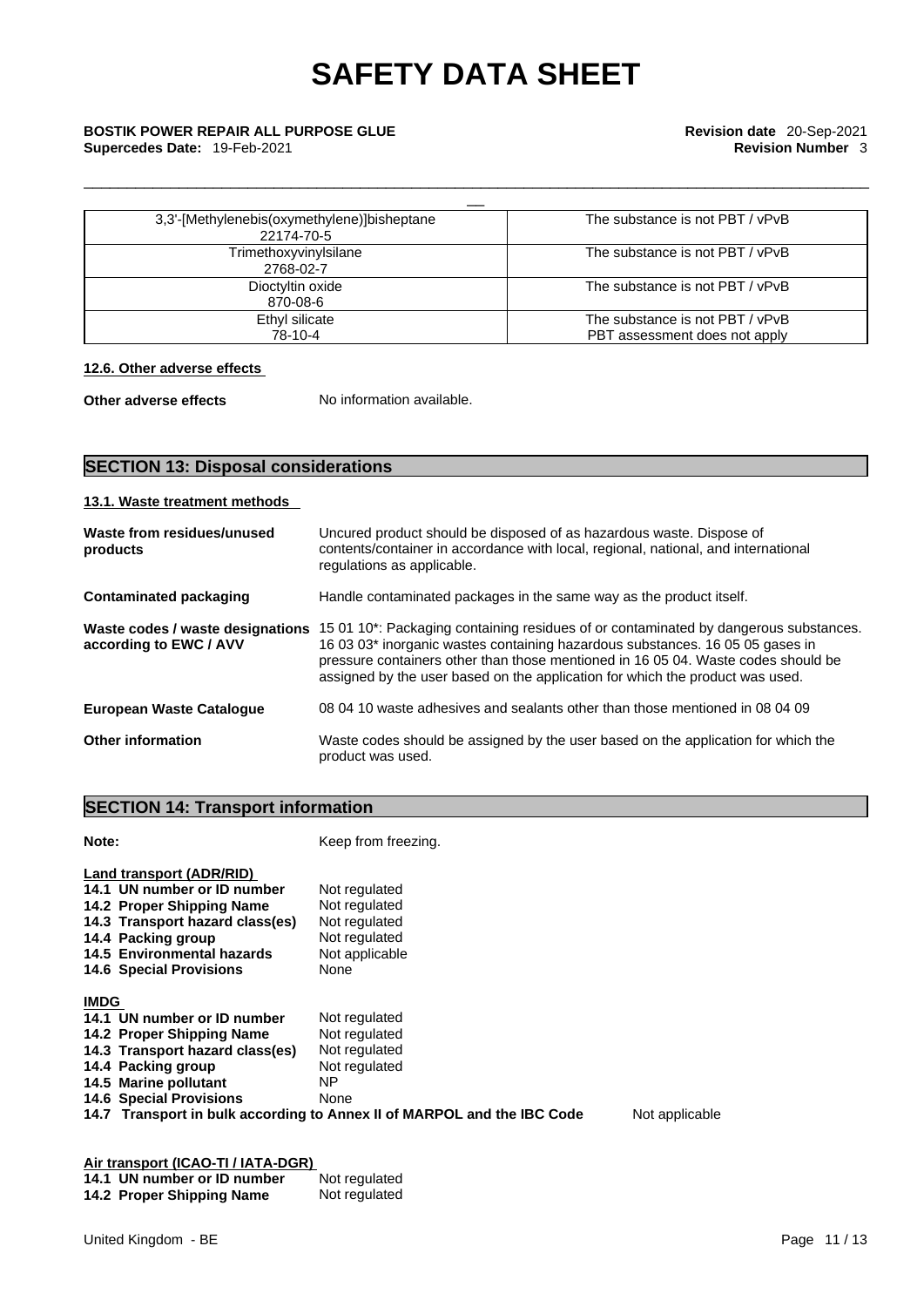| | |
|---|---|
| 3,3'-[Methylenebis(oxymethylene)]bisheptane<br>22174-70-5 | The substance is not PBT / vPvB |
| Trimethoxyvinylsilane<br>2768-02-7 | The substance is not PBT / vPvB |
| Dioctyltin oxide<br>870-08-6 | The substance is not PBT / vPvB |
| Ethyl silicate<br>78-10-4 | The substance is not PBT / vPvB<br>PBT assessment does not apply |

### 12.6. Other adverse effects

**Other adverse effects** No information available.

## SECTION 13: Disposal considerations

### 13.1. Waste treatment methods

**Waste from residues/unused products** Uncured product should be disposed of as hazardous waste. Dispose of contents/container in accordance with local, regional, national, and international regulations as applicable.

**Contaminated packaging** Handle contaminated packages in the same way as the product itself.

**Waste codes / waste designations according to EWC / AVV** 15 01 10*: Packaging containing residues of or contaminated by dangerous substances. 16 03 03* inorganic wastes containing hazardous substances. 16 05 05 gases in pressure containers other than those mentioned in 16 05 04. Waste codes should be assigned by the user based on the application for which the product was used.

**European Waste Catalogue** 08 04 10 waste adhesives and sealants other than those mentioned in 08 04 09

**Other information** Waste codes should be assigned by the user based on the application for which the product was used.

## SECTION 14: Transport information

**Note:** Keep from freezing.

**Land transport (ADR/RID)**

| | |
|---|---|
| **14.1 UN number or ID number** | Not regulated |
| **14.2 Proper Shipping Name** | Not regulated |
| **14.3 Transport hazard class(es)** | Not regulated |
| **14.4 Packing group** | Not regulated |
| **14.5 Environmental hazards** | Not applicable |
| **14.6 Special Provisions** | None |

**IMDG**

| | |
|---|---|
| **14.1 UN number or ID number** | Not regulated |
| **14.2 Proper Shipping Name** | Not regulated |
| **14.3 Transport hazard class(es)** | Not regulated |
| **14.4 Packing group** | Not regulated |
| **14.5 Marine pollutant** | NP |
| **14.6 Special Provisions** | None |
| **14.7 Transport in bulk according to Annex II of MARPOL and the IBC Code** | Not applicable |

**Air transport (ICAO-TI / IATA-DGR)**

| | |
|---|---|
| **14.1 UN number or ID number** | Not regulated |
| **14.2 Proper Shipping Name** | Not regulated |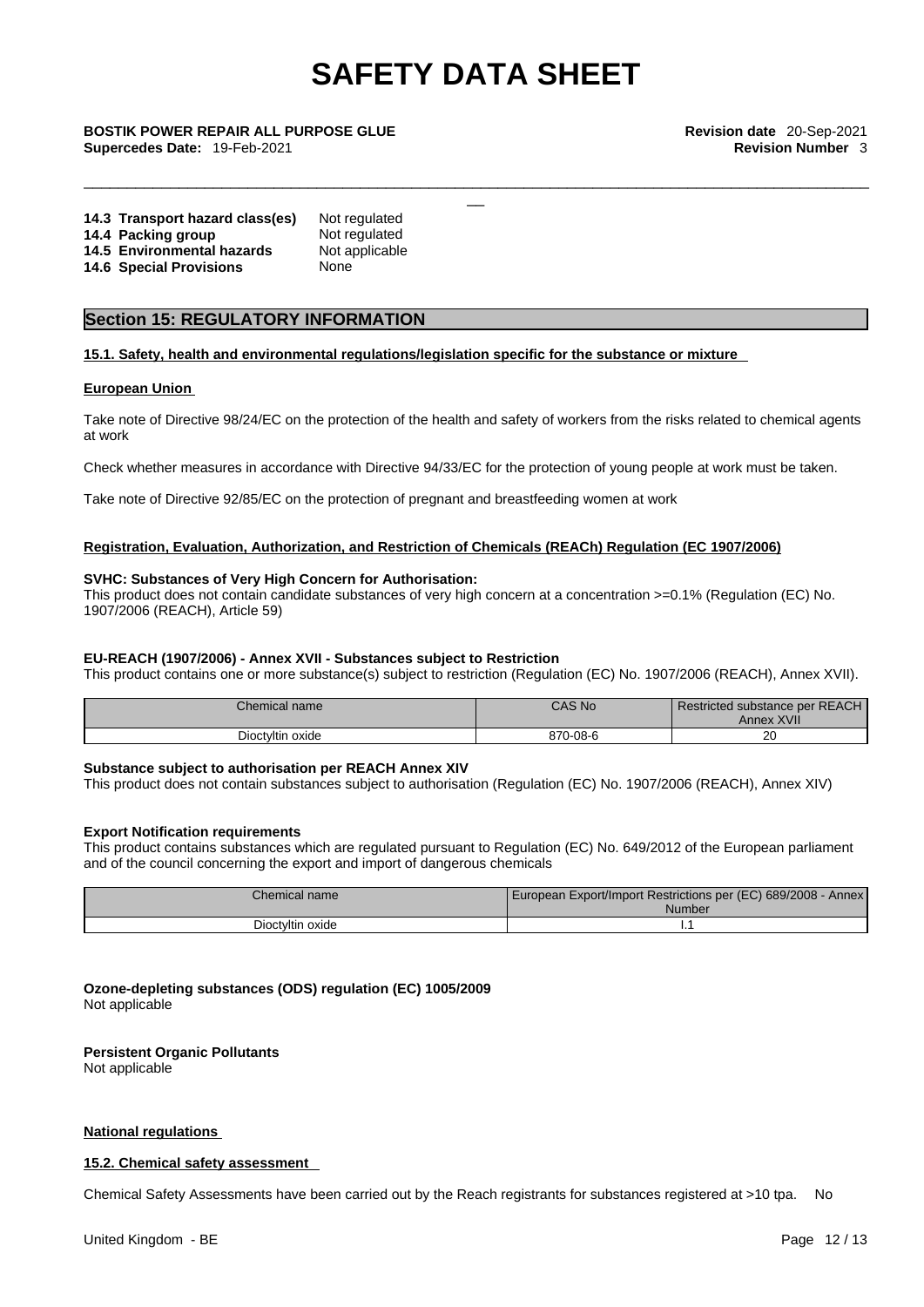| | |
|---|---|
| **14.3 Transport hazard class(es)** | Not regulated |
| **14.4 Packing group** | Not regulated |
| **14.5 Environmental hazards** | Not applicable |
| **14.6 Special Provisions** | None |

## Section 15: REGULATORY INFORMATION

**15.1. Safety, health and environmental regulations/legislation specific for the substance or mixture**

**European Union**

Take note of Directive 98/24/EC on the protection of the health and safety of workers from the risks related to chemical agents at work

Check whether measures in accordance with Directive 94/33/EC for the protection of young people at work must be taken.

Take note of Directive 92/85/EC on the protection of pregnant and breastfeeding women at work

**Registration, Evaluation, Authorization, and Restriction of Chemicals (REACh) Regulation (EC 1907/2006)**

**SVHC: Substances of Very High Concern for Authorisation:**
This product does not contain candidate substances of very high concern at a concentration >=0.1% (Regulation (EC) No. 1907/2006 (REACH), Article 59)

**EU-REACH (1907/2006) - Annex XVII - Substances subject to Restriction**
This product contains one or more substance(s) subject to restriction (Regulation (EC) No. 1907/2006 (REACH), Annex XVII).

| Chemical name | CAS No | Restricted substance per REACH Annex XVII |
|---|---|---|
| Dioctyltin oxide | 870-08-6 | 20 |

**Substance subject to authorisation per REACH Annex XIV**
This product does not contain substances subject to authorisation (Regulation (EC) No. 1907/2006 (REACH), Annex XIV)

**Export Notification requirements**
This product contains substances which are regulated pursuant to Regulation (EC) No. 649/2012 of the European parliament and of the council concerning the export and import of dangerous chemicals

| Chemical name | European Export/Import Restrictions per (EC) 689/2008 - Annex Number |
|---|---|
| Dioctyltin oxide | I.1 |

**Ozone-depleting substances (ODS) regulation (EC) 1005/2009**
Not applicable

**Persistent Organic Pollutants**
Not applicable

**National regulations**

**15.2. Chemical safety assessment**

Chemical Safety Assessments have been carried out by the Reach registrants for substances registered at >10 tpa. No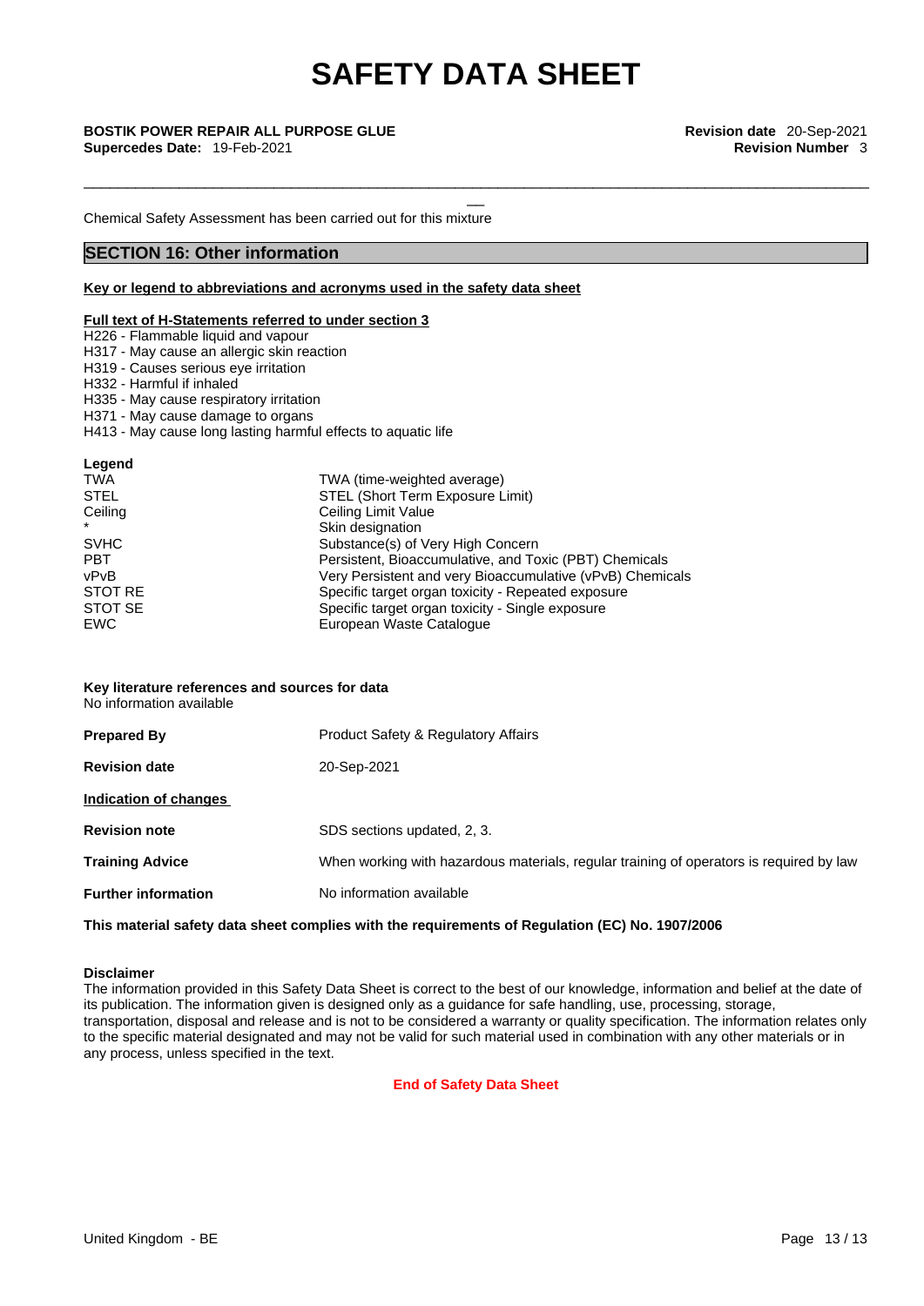Chemical Safety Assessment has been carried out for this mixture

## SECTION 16: Other information

**Key or legend to abbreviations and acronyms used in the safety data sheet**

**Full text of H-Statements referred to under section 3**

H226 - Flammable liquid and vapour
H317 - May cause an allergic skin reaction
H319 - Causes serious eye irritation
H332 - Harmful if inhaled
H335 - May cause respiratory irritation
H371 - May cause damage to organs
H413 - May cause long lasting harmful effects to aquatic life

**Legend**

| | |
|---|---|
| TWA | TWA (time-weighted average) |
| STEL | STEL (Short Term Exposure Limit) |
| Ceiling | Ceiling Limit Value |
| * | Skin designation |
| SVHC | Substance(s) of Very High Concern |
| PBT | Persistent, Bioaccumulative, and Toxic (PBT) Chemicals |
| vPvB | Very Persistent and very Bioaccumulative (vPvB) Chemicals |
| STOT RE | Specific target organ toxicity - Repeated exposure |
| STOT SE | Specific target organ toxicity - Single exposure |
| EWC | European Waste Catalogue |

**Key literature references and sources for data**
No information available

| | |
|---|---|
| **Prepared By** | Product Safety & Regulatory Affairs |
| **Revision date** | 20-Sep-2021 |

**Indication of changes**

| | |
|---|---|
| **Revision note** | SDS sections updated, 2, 3. |
| **Training Advice** | When working with hazardous materials, regular training of operators is required by law |
| **Further information** | No information available |

**This material safety data sheet complies with the requirements of Regulation (EC) No. 1907/2006**

**Disclaimer**
The information provided in this Safety Data Sheet is correct to the best of our knowledge, information and belief at the date of its publication. The information given is designed only as a guidance for safe handling, use, processing, storage, transportation, disposal and release and is not to be considered a warranty or quality specification. The information relates only to the specific material designated and may not be valid for such material used in combination with any other materials or in any process, unless specified in the text.

**End of Safety Data Sheet**